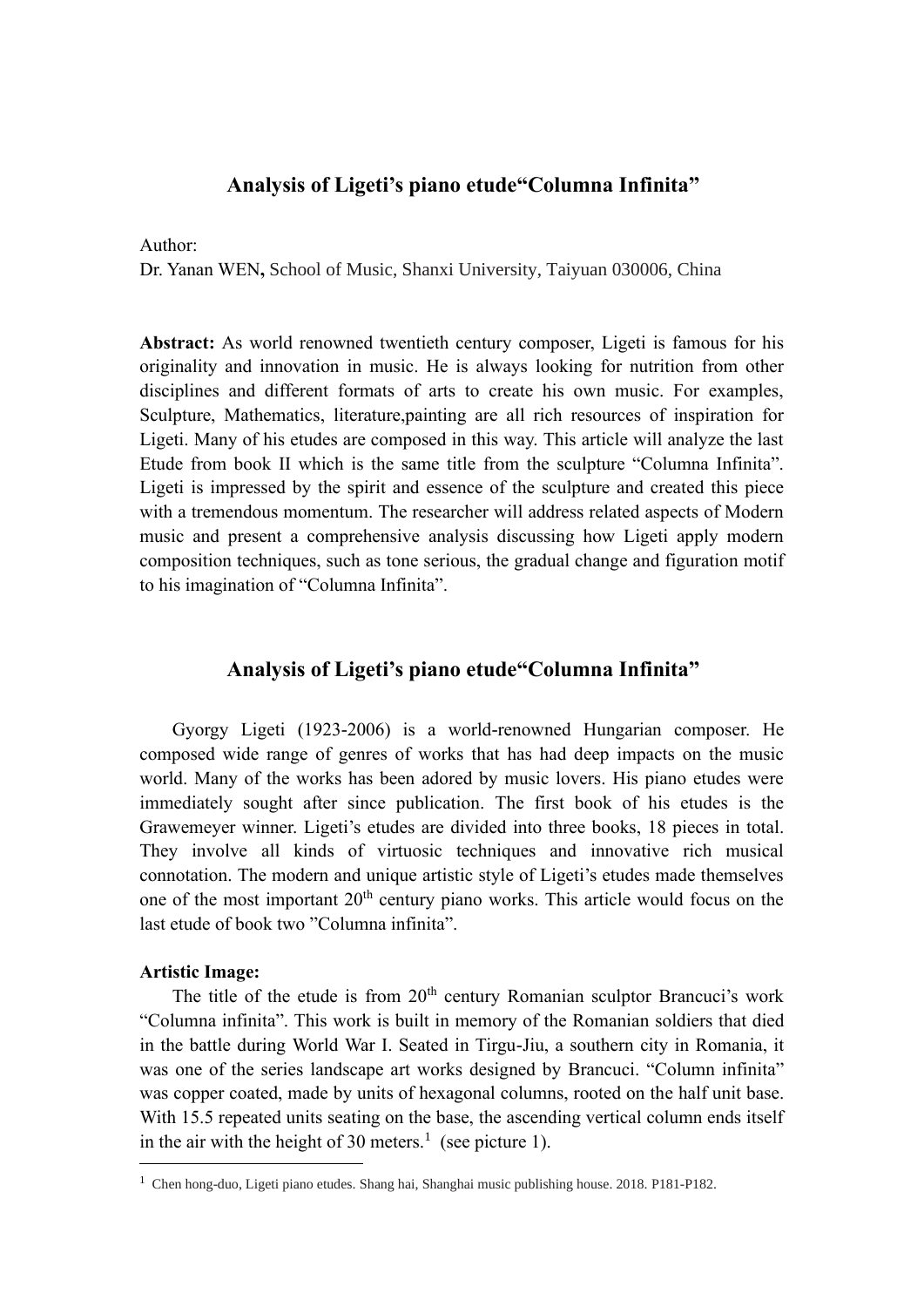# Analysis of Ligeti's piano etude"Columna Infinita"

Author:
Dr. Yanan WEN**,** School of Music, Shanxi University, Taiyuan 030006, China

**Abstract:** As world renowned twentieth century composer, Ligeti is famous for his originality and innovation in music. He is always looking for nutrition from other disciplines and different formats of arts to create his own music. For examples, Sculpture, Mathematics, literature,painting are all rich resources of inspiration for Ligeti. Many of his etudes are composed in this way. This article will analyze the last Etude from book II which is the same title from the sculpture "Columna Infinita". Ligeti is impressed by the spirit and essence of the sculpture and created this piece with a tremendous momentum. The researcher will address related aspects of Modern music and present a comprehensive analysis discussing how Ligeti apply modern composition techniques, such as tone serious, the gradual change and figuration motif to his imagination of "Columna Infinita".

## Analysis of Ligeti's piano etude"Columna Infinita"

Gyorgy Ligeti (1923-2006) is a world-renowned Hungarian composer. He composed wide range of genres of works that has had deep impacts on the music world. Many of the works has been adored by music lovers. His piano etudes were immediately sought after since publication. The first book of his etudes is the Grawemeyer winner. Ligeti's etudes are divided into three books, 18 pieces in total. They involve all kinds of virtuosic techniques and innovative rich musical connotation. The modern and unique artistic style of Ligeti's etudes made themselves one of the most important 20th century piano works. This article would focus on the last etude of book two "Columna infinita".

**Artistic Image:**

The title of the etude is from 20th century Romanian sculptor Brancuci's work "Columna infinita". This work is built in memory of the Romanian soldiers that died in the battle during World War I. Seated in Tirgu-Jiu, a southern city in Romania, it was one of the series landscape art works designed by Brancuci. "Column infinita" was copper coated, made by units of hexagonal columns, rooted on the half unit base. With 15.5 repeated units seating on the base, the ascending vertical column ends itself in the air with the height of 30 meters.[1] (see picture 1).

---

[1] Chen hong-duo, Ligeti piano etudes. Shang hai, Shanghai music publishing house. 2018. P181-P182.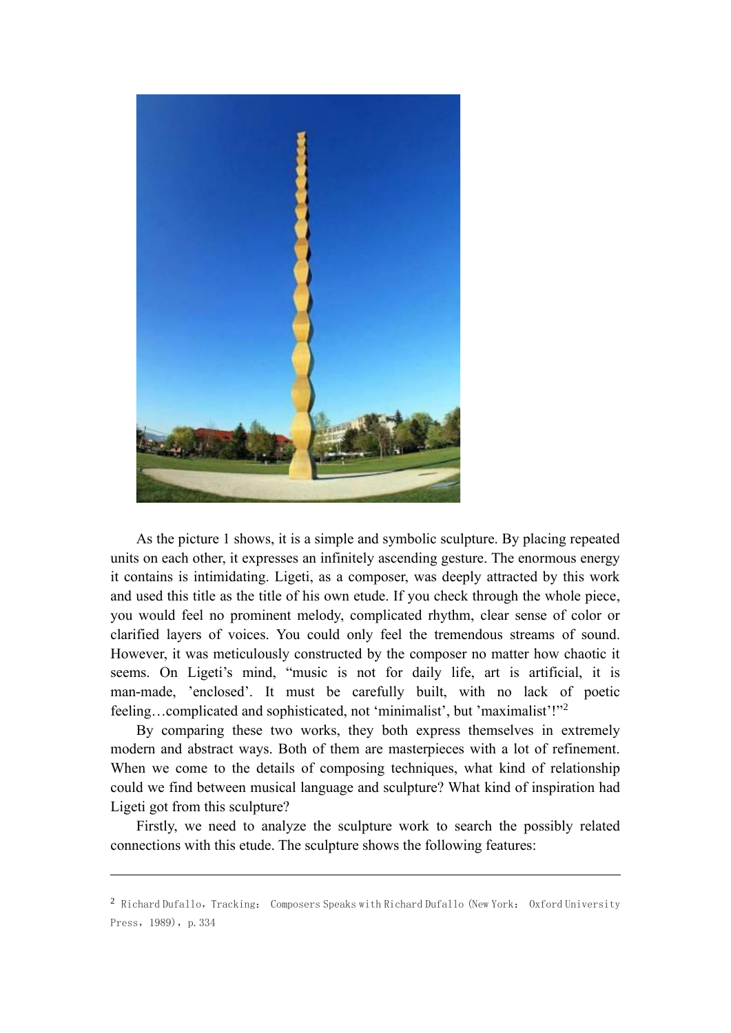As the picture 1 shows, it is a simple and symbolic sculpture. By placing repeated units on each other, it expresses an infinitely ascending gesture. The enormous energy it contains is intimidating. Ligeti, as a composer, was deeply attracted by this work and used this title as the title of his own etude. If you check through the whole piece, you would feel no prominent melody, complicated rhythm, clear sense of color or clarified layers of voices. You could only feel the tremendous streams of sound. However, it was meticulously constructed by the composer no matter how chaotic it seems. On Ligeti's mind, "music is not for daily life, art is artificial, it is man-made, 'enclosed'. It must be carefully built, with no lack of poetic feeling…complicated and sophisticated, not 'minimalist', but 'maximalist'!"[2]

By comparing these two works, they both express themselves in extremely modern and abstract ways. Both of them are masterpieces with a lot of refinement. When we come to the details of composing techniques, what kind of relationship could we find between musical language and sculpture? What kind of inspiration had Ligeti got from this sculpture?

Firstly, we need to analyze the sculpture work to search the possibly related connections with this etude. The sculpture shows the following features:

---

[2] Richard Dufallo, Tracking: Composers Speaks with Richard Dufallo (New York: Oxford University Press, 1989), p.334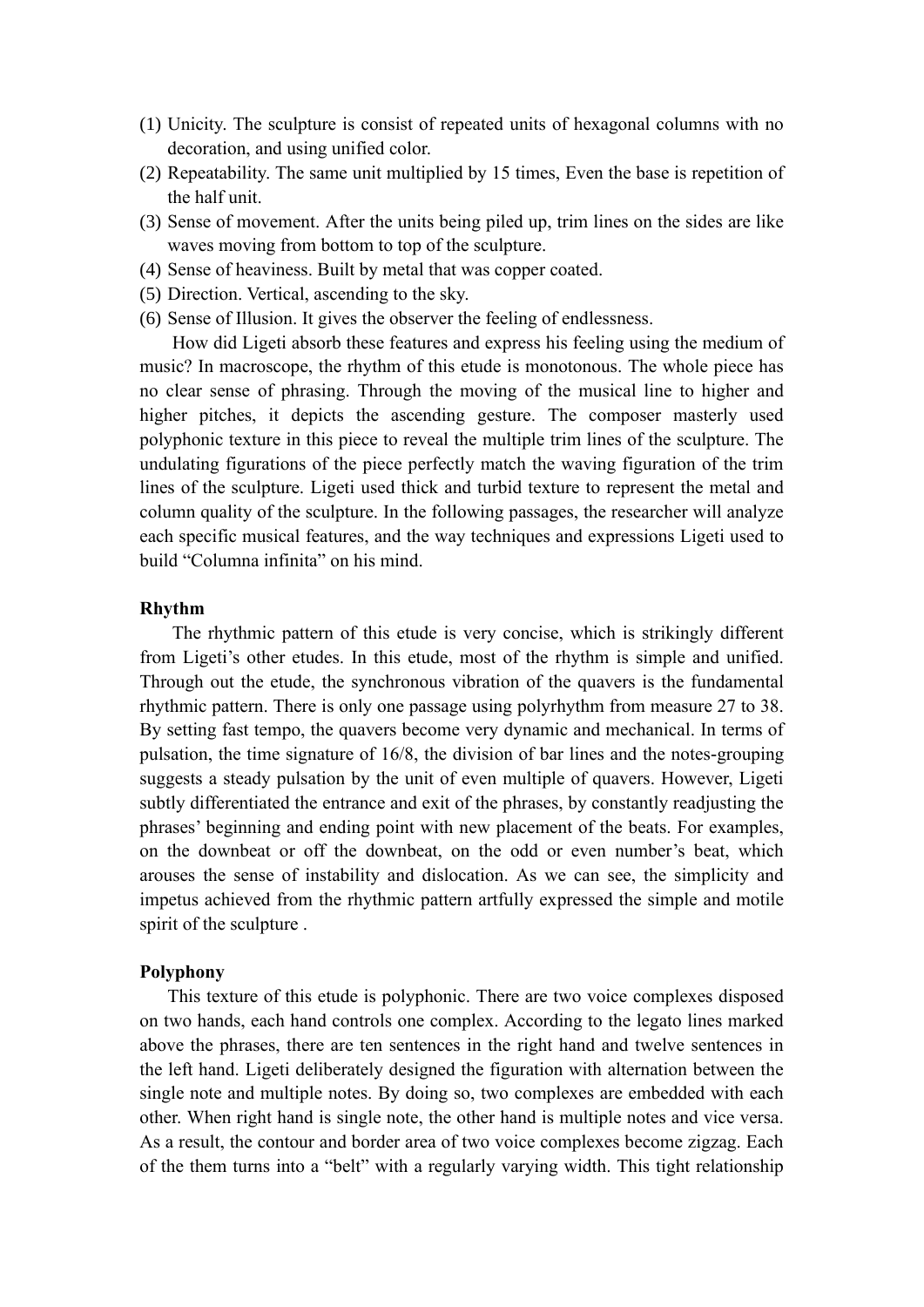(1) Unicity. The sculpture is consist of repeated units of hexagonal columns with no decoration, and using unified color.
(2) Repeatability. The same unit multiplied by 15 times, Even the base is repetition of the half unit.
(3) Sense of movement. After the units being piled up, trim lines on the sides are like waves moving from bottom to top of the sculpture.
(4) Sense of heaviness. Built by metal that was copper coated.
(5) Direction. Vertical, ascending to the sky.
(6) Sense of Illusion. It gives the observer the feeling of endlessness.

How did Ligeti absorb these features and express his feeling using the medium of music? In macroscope, the rhythm of this etude is monotonous. The whole piece has no clear sense of phrasing. Through the moving of the musical line to higher and higher pitches, it depicts the ascending gesture. The composer masterly used polyphonic texture in this piece to reveal the multiple trim lines of the sculpture. The undulating figurations of the piece perfectly match the waving figuration of the trim lines of the sculpture. Ligeti used thick and turbid texture to represent the metal and column quality of the sculpture. In the following passages, the researcher will analyze each specific musical features, and the way techniques and expressions Ligeti used to build "Columna infinita" on his mind.

**Rhythm**

The rhythmic pattern of this etude is very concise, which is strikingly different from Ligeti's other etudes. In this etude, most of the rhythm is simple and unified. Through out the etude, the synchronous vibration of the quavers is the fundamental rhythmic pattern. There is only one passage using polyrhythm from measure 27 to 38. By setting fast tempo, the quavers become very dynamic and mechanical. In terms of pulsation, the time signature of 16/8, the division of bar lines and the notes-grouping suggests a steady pulsation by the unit of even multiple of quavers. However, Ligeti subtly differentiated the entrance and exit of the phrases, by constantly readjusting the phrases' beginning and ending point with new placement of the beats. For examples, on the downbeat or off the downbeat, on the odd or even number's beat, which arouses the sense of instability and dislocation. As we can see, the simplicity and impetus achieved from the rhythmic pattern artfully expressed the simple and motile spirit of the sculpture .

**Polyphony**

This texture of this etude is polyphonic. There are two voice complexes disposed on two hands, each hand controls one complex. According to the legato lines marked above the phrases, there are ten sentences in the right hand and twelve sentences in the left hand. Ligeti deliberately designed the figuration with alternation between the single note and multiple notes. By doing so, two complexes are embedded with each other. When right hand is single note, the other hand is multiple notes and vice versa. As a result, the contour and border area of two voice complexes become zigzag. Each of the them turns into a "belt" with a regularly varying width. This tight relationship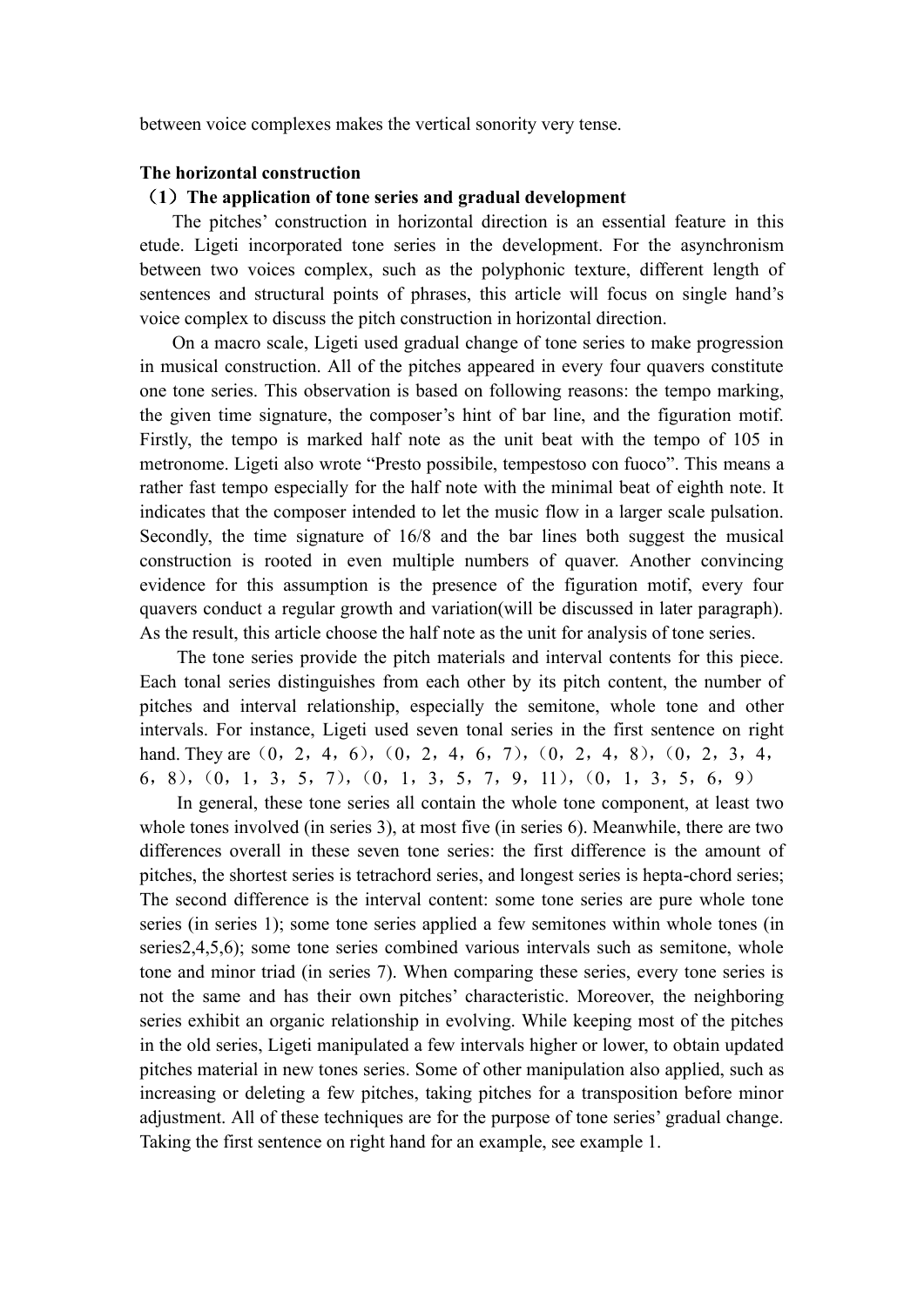between voice complexes makes the vertical sonority very tense.

**The horizontal construction**

**（1）The application of tone series and gradual development**

The pitches' construction in horizontal direction is an essential feature in this etude. Ligeti incorporated tone series in the development. For the asynchronism between two voices complex, such as the polyphonic texture, different length of sentences and structural points of phrases, this article will focus on single hand's voice complex to discuss the pitch construction in horizontal direction.

On a macro scale, Ligeti used gradual change of tone series to make progression in musical construction. All of the pitches appeared in every four quavers constitute one tone series. This observation is based on following reasons: the tempo marking, the given time signature, the composer's hint of bar line, and the figuration motif. Firstly, the tempo is marked half note as the unit beat with the tempo of 105 in metronome. Ligeti also wrote "Presto possibile, tempestoso con fuoco". This means a rather fast tempo especially for the half note with the minimal beat of eighth note. It indicates that the composer intended to let the music flow in a larger scale pulsation. Secondly, the time signature of 16/8 and the bar lines both suggest the musical construction is rooted in even multiple numbers of quaver. Another convincing evidence for this assumption is the presence of the figuration motif, every four quavers conduct a regular growth and variation(will be discussed in later paragraph). As the result, this article choose the half note as the unit for analysis of tone series.

The tone series provide the pitch materials and interval contents for this piece. Each tonal series distinguishes from each other by its pitch content, the number of pitches and interval relationship, especially the semitone, whole tone and other intervals. For instance, Ligeti used seven tonal series in the first sentence on right hand. They are（0，2，4，6），(0，2，4，6，7)，(0，2，4，8)，(0，2，3，4，6，8)，(0，1，3，5，7)，(0，1，3，5，7，9，11)，(0，1，3，5，6，9)

In general, these tone series all contain the whole tone component, at least two whole tones involved (in series 3), at most five (in series 6). Meanwhile, there are two differences overall in these seven tone series: the first difference is the amount of pitches, the shortest series is tetrachord series, and longest series is hepta-chord series; The second difference is the interval content: some tone series are pure whole tone series (in series 1); some tone series applied a few semitones within whole tones (in series2,4,5,6); some tone series combined various intervals such as semitone, whole tone and minor triad (in series 7). When comparing these series, every tone series is not the same and has their own pitches' characteristic. Moreover, the neighboring series exhibit an organic relationship in evolving. While keeping most of the pitches in the old series, Ligeti manipulated a few intervals higher or lower, to obtain updated pitches material in new tones series. Some of other manipulation also applied, such as increasing or deleting a few pitches, taking pitches for a transposition before minor adjustment. All of these techniques are for the purpose of tone series' gradual change. Taking the first sentence on right hand for an example, see example 1.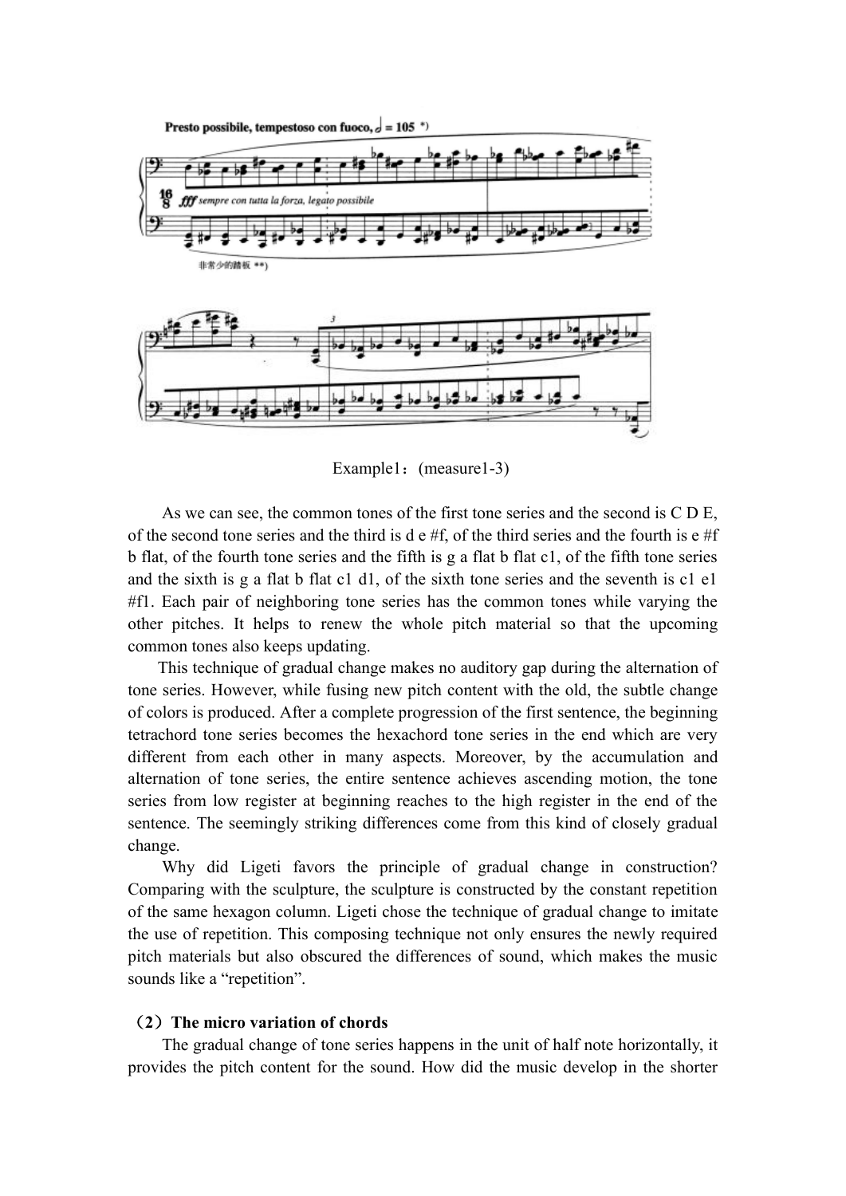Example1：(measure1-3)

As we can see, the common tones of the first tone series and the second is C D E, of the second tone series and the third is d e #f, of the third series and the fourth is e #f b flat, of the fourth tone series and the fifth is g a flat b flat c1, of the fifth tone series and the sixth is g a flat b flat c1 d1, of the sixth tone series and the seventh is c1 e1 #f1. Each pair of neighboring tone series has the common tones while varying the other pitches. It helps to renew the whole pitch material so that the upcoming common tones also keeps updating.

This technique of gradual change makes no auditory gap during the alternation of tone series. However, while fusing new pitch content with the old, the subtle change of colors is produced. After a complete progression of the first sentence, the beginning tetrachord tone series becomes the hexachord tone series in the end which are very different from each other in many aspects. Moreover, by the accumulation and alternation of tone series, the entire sentence achieves ascending motion, the tone series from low register at beginning reaches to the high register in the end of the sentence. The seemingly striking differences come from this kind of closely gradual change.

Why did Ligeti favors the principle of gradual change in construction? Comparing with the sculpture, the sculpture is constructed by the constant repetition of the same hexagon column. Ligeti chose the technique of gradual change to imitate the use of repetition. This composing technique not only ensures the newly required pitch materials but also obscured the differences of sound, which makes the music sounds like a “repetition”.

### （2）The micro variation of chords

The gradual change of tone series happens in the unit of half note horizontally, it provides the pitch content for the sound. How did the music develop in the shorter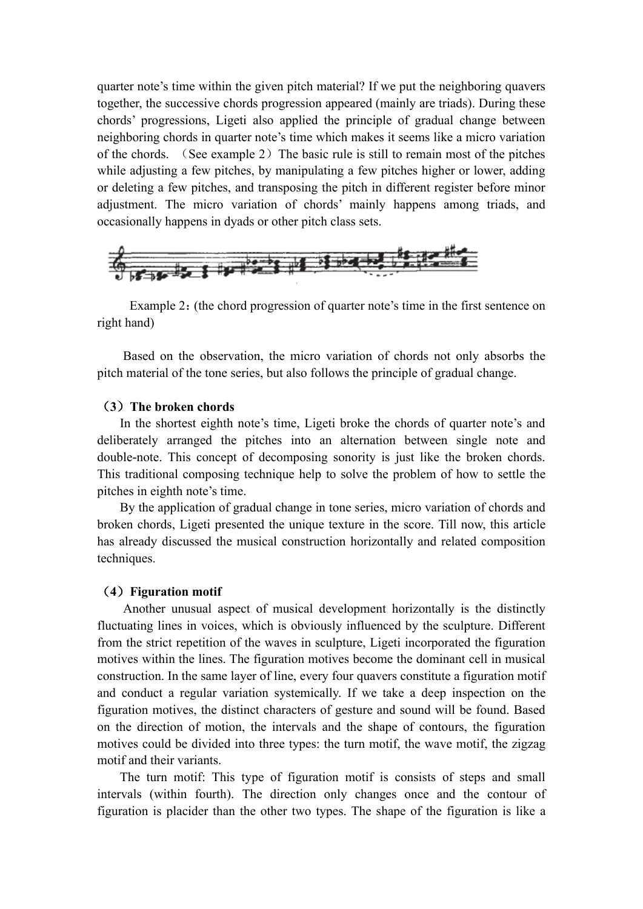quarter note's time within the given pitch material? If we put the neighboring quavers together, the successive chords progression appeared (mainly are triads). During these chords' progressions, Ligeti also applied the principle of gradual change between neighboring chords in quarter note's time which makes it seems like a micro variation of the chords. （See example 2）The basic rule is still to remain most of the pitches while adjusting a few pitches, by manipulating a few pitches higher or lower, adding or deleting a few pitches, and transposing the pitch in different register before minor adjustment. The micro variation of chords' mainly happens among triads, and occasionally happens in dyads or other pitch class sets.

Example 2：(the chord progression of quarter note's time in the first sentence on right hand)

Based on the observation, the micro variation of chords not only absorbs the pitch material of the tone series, but also follows the principle of gradual change.

**（3）The broken chords**

In the shortest eighth note's time, Ligeti broke the chords of quarter note's and deliberately arranged the pitches into an alternation between single note and double-note. This concept of decomposing sonority is just like the broken chords. This traditional composing technique help to solve the problem of how to settle the pitches in eighth note's time.

By the application of gradual change in tone series, micro variation of chords and broken chords, Ligeti presented the unique texture in the score. Till now, this article has already discussed the musical construction horizontally and related composition techniques.

**（4）Figuration motif**

Another unusual aspect of musical development horizontally is the distinctly fluctuating lines in voices, which is obviously influenced by the sculpture. Different from the strict repetition of the waves in sculpture, Ligeti incorporated the figuration motives within the lines. The figuration motives become the dominant cell in musical construction. In the same layer of line, every four quavers constitute a figuration motif and conduct a regular variation systemically. If we take a deep inspection on the figuration motives, the distinct characters of gesture and sound will be found. Based on the direction of motion, the intervals and the shape of contours, the figuration motives could be divided into three types: the turn motif, the wave motif, the zigzag motif and their variants.

The turn motif: This type of figuration motif is consists of steps and small intervals (within fourth). The direction only changes once and the contour of figuration is placider than the other two types. The shape of the figuration is like a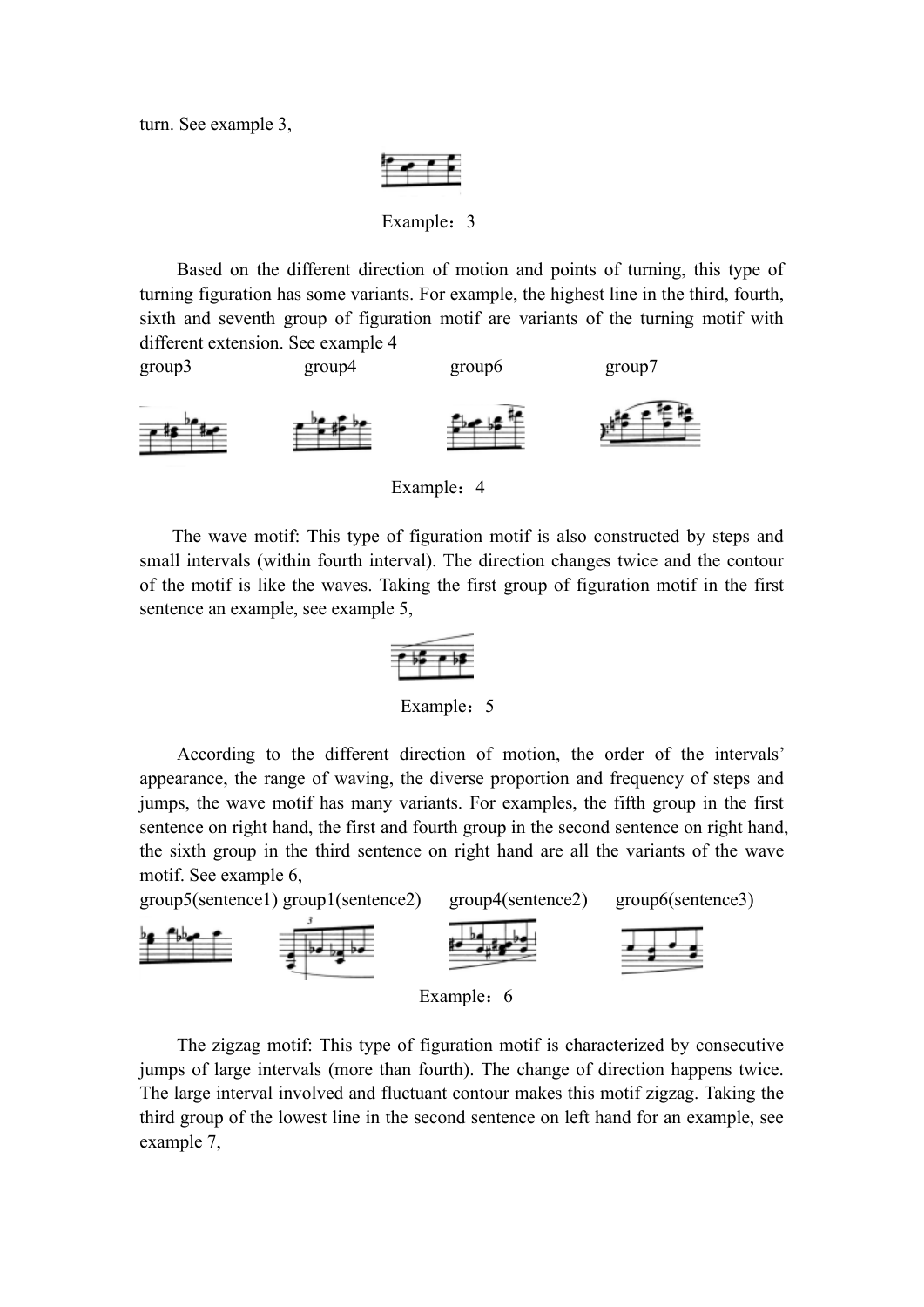turn. See example 3,

Example：3

Based on the different direction of motion and points of turning, this type of turning figuration has some variants. For example, the highest line in the third, fourth, sixth and seventh group of figuration motif are variants of the turning motif with different extension. See example 4

group3 group4 group6 group7

Example：4

The wave motif: This type of figuration motif is also constructed by steps and small intervals (within fourth interval). The direction changes twice and the contour of the motif is like the waves. Taking the first group of figuration motif in the first sentence an example, see example 5,

Example：5

According to the different direction of motion, the order of the intervals' appearance, the range of waving, the diverse proportion and frequency of steps and jumps, the wave motif has many variants. For examples, the fifth group in the first sentence on right hand, the first and fourth group in the second sentence on right hand, the sixth group in the third sentence on right hand are all the variants of the wave motif. See example 6,

group5(sentence1) group1(sentence2) group4(sentence2) group6(sentence3)

Example：6

The zigzag motif: This type of figuration motif is characterized by consecutive jumps of large intervals (more than fourth). The change of direction happens twice. The large interval involved and fluctuant contour makes this motif zigzag. Taking the third group of the lowest line in the second sentence on left hand for an example, see example 7,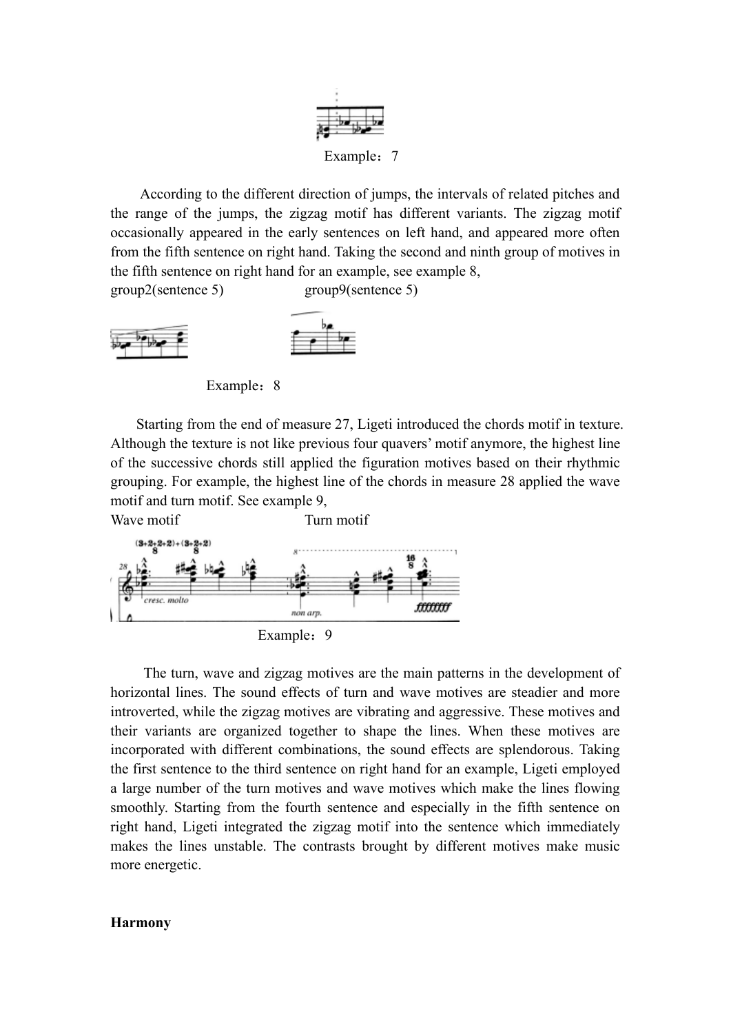Example：7

According to the different direction of jumps, the intervals of related pitches and the range of the jumps, the zigzag motif has different variants. The zigzag motif occasionally appeared in the early sentences on left hand, and appeared more often from the fifth sentence on right hand. Taking the second and ninth group of motives in the fifth sentence on right hand for an example, see example 8,

group2(sentence 5) group9(sentence 5)

Example：8

Starting from the end of measure 27, Ligeti introduced the chords motif in texture. Although the texture is not like previous four quavers' motif anymore, the highest line of the successive chords still applied the figuration motives based on their rhythmic grouping. For example, the highest line of the chords in measure 28 applied the wave motif and turn motif. See example 9,

Wave motif Turn motif

Example：9

The turn, wave and zigzag motives are the main patterns in the development of horizontal lines. The sound effects of turn and wave motives are steadier and more introverted, while the zigzag motives are vibrating and aggressive. These motives and their variants are organized together to shape the lines. When these motives are incorporated with different combinations, the sound effects are splendorous. Taking the first sentence to the third sentence on right hand for an example, Ligeti employed a large number of the turn motives and wave motives which make the lines flowing smoothly. Starting from the fourth sentence and especially in the fifth sentence on right hand, Ligeti integrated the zigzag motif into the sentence which immediately makes the lines unstable. The contrasts brought by different motives make music more energetic.

**Harmony**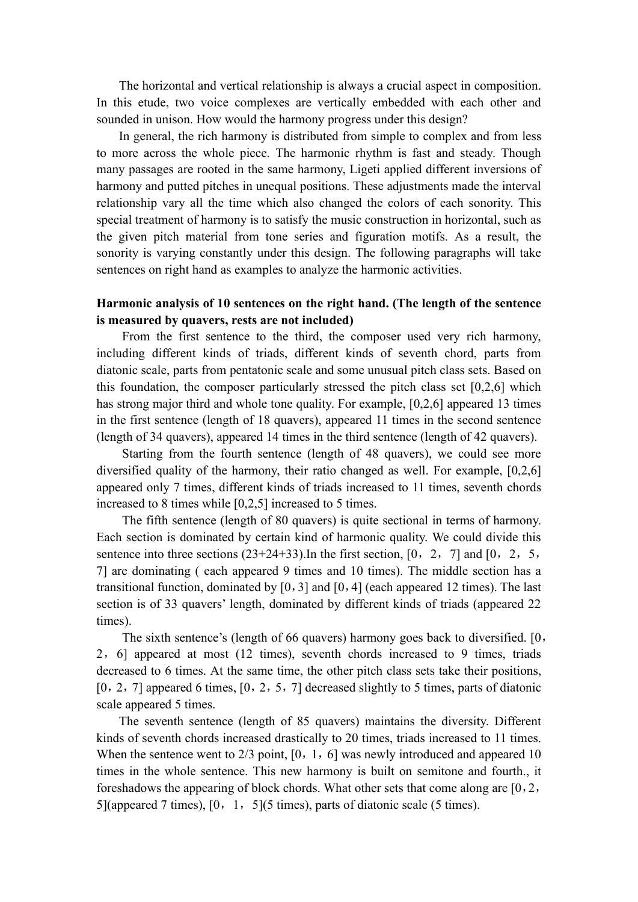The horizontal and vertical relationship is always a crucial aspect in composition. In this etude, two voice complexes are vertically embedded with each other and sounded in unison. How would the harmony progress under this design?

In general, the rich harmony is distributed from simple to complex and from less to more across the whole piece. The harmonic rhythm is fast and steady. Though many passages are rooted in the same harmony, Ligeti applied different inversions of harmony and putted pitches in unequal positions. These adjustments made the interval relationship vary all the time which also changed the colors of each sonority. This special treatment of harmony is to satisfy the music construction in horizontal, such as the given pitch material from tone series and figuration motifs. As a result, the sonority is varying constantly under this design. The following paragraphs will take sentences on right hand as examples to analyze the harmonic activities.

**Harmonic analysis of 10 sentences on the right hand. (The length of the sentence is measured by quavers, rests are not included)**

From the first sentence to the third, the composer used very rich harmony, including different kinds of triads, different kinds of seventh chord, parts from diatonic scale, parts from pentatonic scale and some unusual pitch class sets. Based on this foundation, the composer particularly stressed the pitch class set [0,2,6] which has strong major third and whole tone quality. For example, [0,2,6] appeared 13 times in the first sentence (length of 18 quavers), appeared 11 times in the second sentence (length of 34 quavers), appeared 14 times in the third sentence (length of 42 quavers).

Starting from the fourth sentence (length of 48 quavers), we could see more diversified quality of the harmony, their ratio changed as well. For example, [0,2,6] appeared only 7 times, different kinds of triads increased to 11 times, seventh chords increased to 8 times while [0,2,5] increased to 5 times.

The fifth sentence (length of 80 quavers) is quite sectional in terms of harmony. Each section is dominated by certain kind of harmonic quality. We could divide this sentence into three sections (23+24+33).In the first section, [0，2，7] and [0，2，5，7] are dominating ( each appeared 9 times and 10 times). The middle section has a transitional function, dominated by [0，3] and [0，4] (each appeared 12 times). The last section is of 33 quavers' length, dominated by different kinds of triads (appeared 22 times).

The sixth sentence's (length of 66 quavers) harmony goes back to diversified. [0，2，6] appeared at most (12 times), seventh chords increased to 9 times, triads decreased to 6 times. At the same time, the other pitch class sets take their positions, [0，2，7] appeared 6 times, [0，2，5，7] decreased slightly to 5 times, parts of diatonic scale appeared 5 times.

The seventh sentence (length of 85 quavers) maintains the diversity. Different kinds of seventh chords increased drastically to 20 times, triads increased to 11 times. When the sentence went to 2/3 point, [0，1，6] was newly introduced and appeared 10 times in the whole sentence. This new harmony is built on semitone and fourth., it foreshadows the appearing of block chords. What other sets that come along are [0，2，5](appeared 7 times), [0， 1， 5](5 times), parts of diatonic scale (5 times).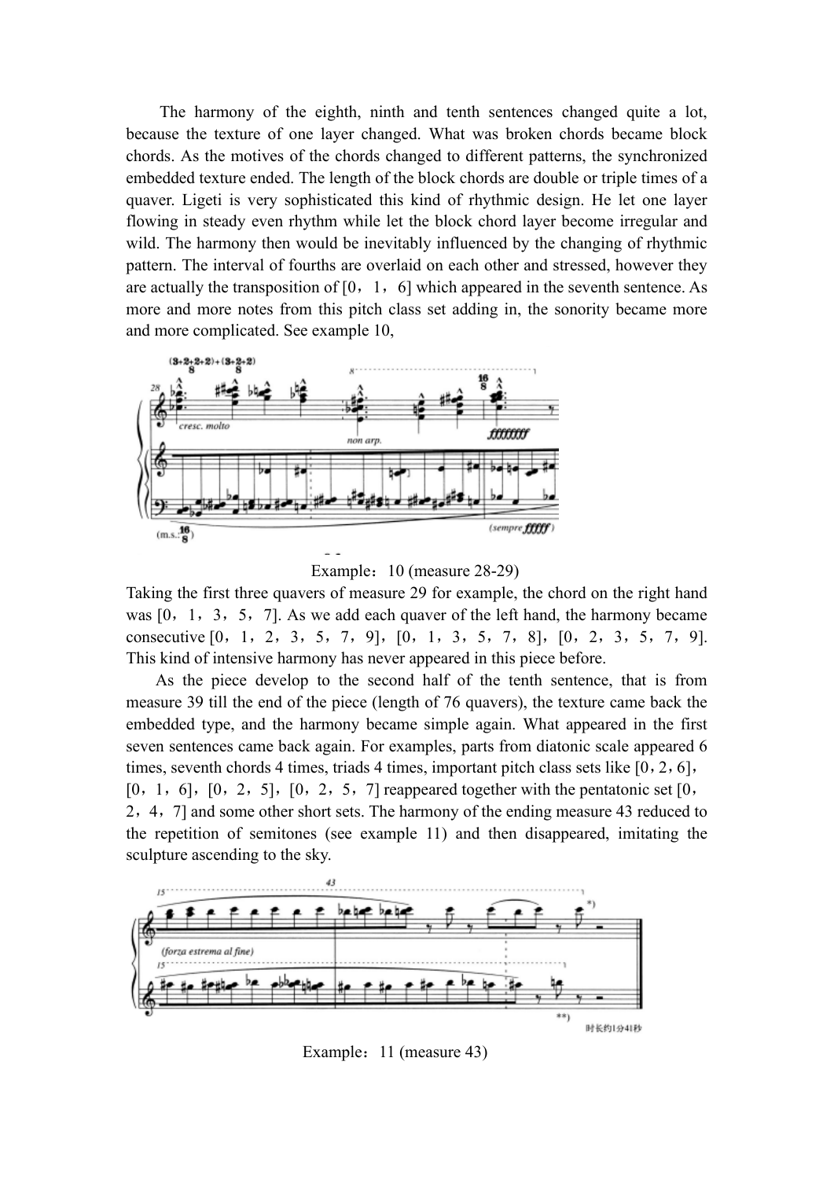The harmony of the eighth, ninth and tenth sentences changed quite a lot, because the texture of one layer changed. What was broken chords became block chords. As the motives of the chords changed to different patterns, the synchronized embedded texture ended. The length of the block chords are double or triple times of a quaver. Ligeti is very sophisticated this kind of rhythmic design. He let one layer flowing in steady even rhythm while let the block chord layer become irregular and wild. The harmony then would be inevitably influenced by the changing of rhythmic pattern. The interval of fourths are overlaid on each other and stressed, however they are actually the transposition of [0，1，6] which appeared in the seventh sentence. As more and more notes from this pitch class set adding in, the sonority became more and more complicated. See example 10,

Example：10 (measure 28-29)

Taking the first three quavers of measure 29 for example, the chord on the right hand was [0，1，3，5，7]. As we add each quaver of the left hand, the harmony became consecutive [0，1，2，3，5，7，9]，[0，1，3，5，7，8]，[0，2，3，5，7，9]. This kind of intensive harmony has never appeared in this piece before.

As the piece develop to the second half of the tenth sentence, that is from measure 39 till the end of the piece (length of 76 quavers), the texture came back the embedded type, and the harmony became simple again. What appeared in the first seven sentences came back again. For examples, parts from diatonic scale appeared 6 times, seventh chords 4 times, triads 4 times, important pitch class sets like [0，2，6]，[0，1，6]，[0，2，5]，[0，2，5，7] reappeared together with the pentatonic set [0，2，4，7] and some other short sets. The harmony of the ending measure 43 reduced to the repetition of semitones (see example 11) and then disappeared, imitating the sculpture ascending to the sky.

Example：11 (measure 43)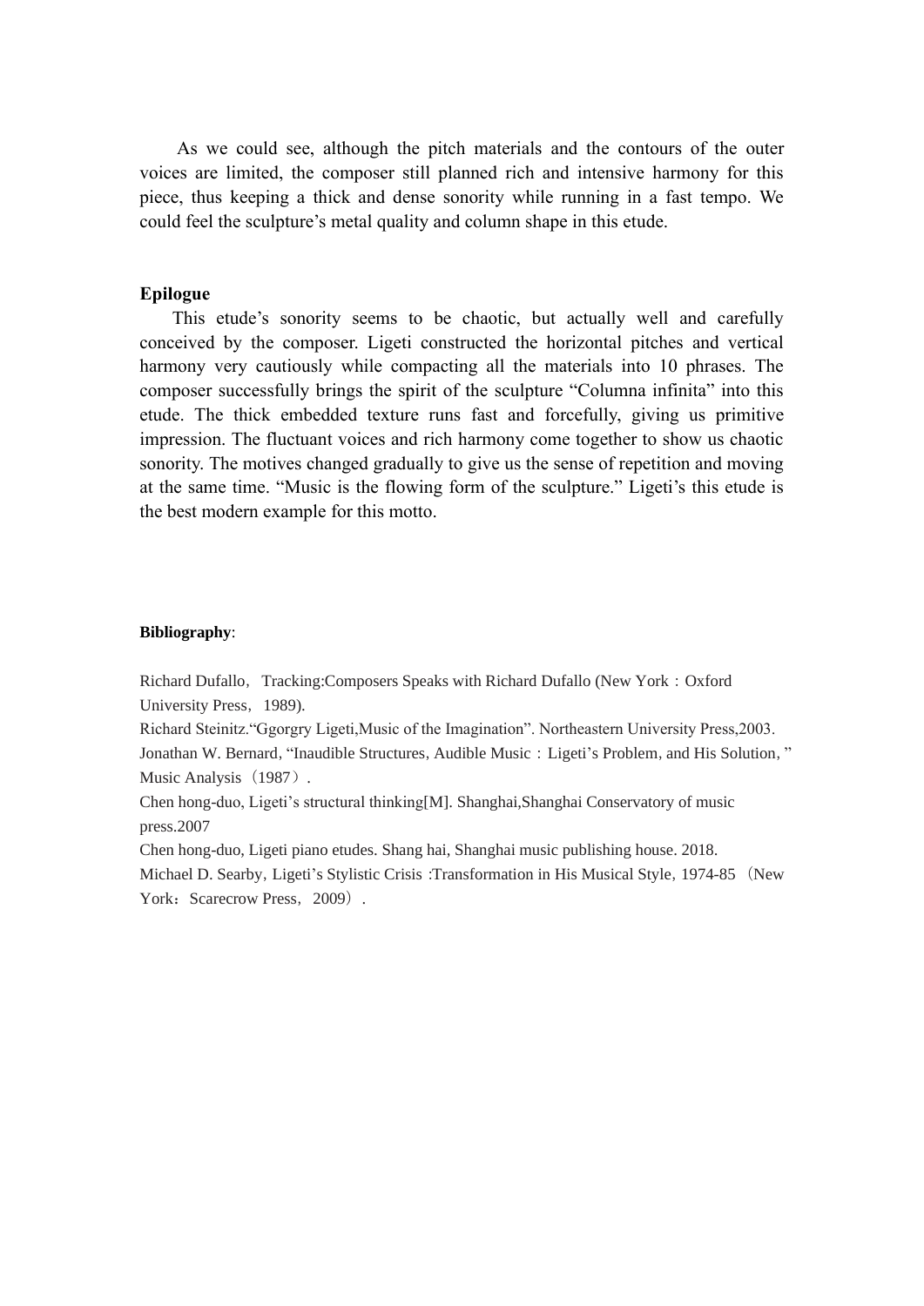As we could see, although the pitch materials and the contours of the outer voices are limited, the composer still planned rich and intensive harmony for this piece, thus keeping a thick and dense sonority while running in a fast tempo. We could feel the sculpture's metal quality and column shape in this etude.

## Epilogue

This etude's sonority seems to be chaotic, but actually well and carefully conceived by the composer. Ligeti constructed the horizontal pitches and vertical harmony very cautiously while compacting all the materials into 10 phrases. The composer successfully brings the spirit of the sculpture "Columna infinita" into this etude. The thick embedded texture runs fast and forcefully, giving us primitive impression. The fluctuant voices and rich harmony come together to show us chaotic sonority. The motives changed gradually to give us the sense of repetition and moving at the same time. "Music is the flowing form of the sculpture." Ligeti's this etude is the best modern example for this motto.

**Bibliography**:

Richard Dufallo，Tracking:Composers Speaks with Richard Dufallo (New York：Oxford University Press，1989).

Richard Steinitz."Ggorgry Ligeti,Music of the Imagination". Northeastern University Press,2003.

Jonathan W. Bernard, "Inaudible Structures, Audible Music：Ligeti's Problem, and His Solution，" Music Analysis（1987）.

Chen hong-duo, Ligeti's structural thinking[M]. Shanghai,Shanghai Conservatory of music press.2007

Chen hong-duo, Ligeti piano etudes. Shang hai, Shanghai music publishing house. 2018.

Michael D. Searby, Ligeti's Stylistic Crisis :Transformation in His Musical Style, 1974-85（New York：Scarecrow Press，2009）.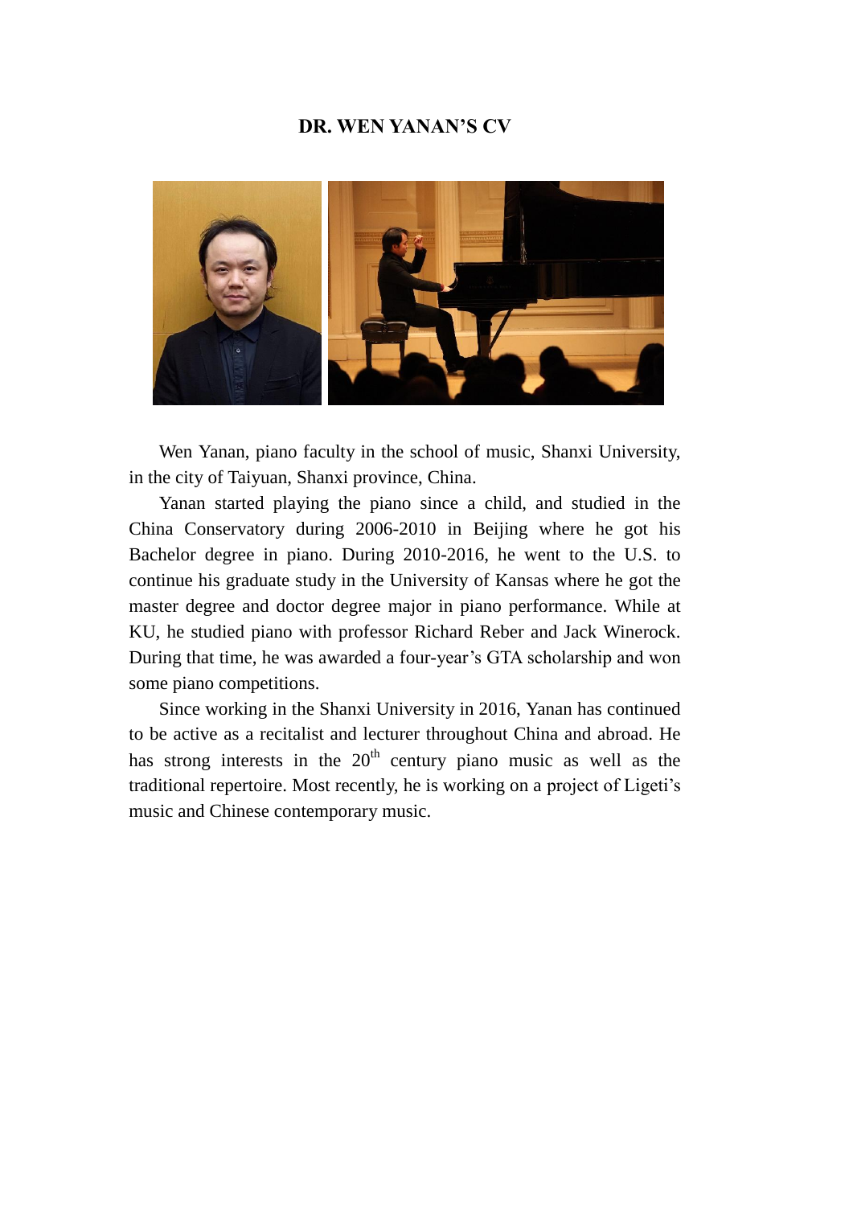# DR. WEN YANAN'S CV

Wen Yanan, piano faculty in the school of music, Shanxi University, in the city of Taiyuan, Shanxi province, China.

Yanan started playing the piano since a child, and studied in the China Conservatory during 2006-2010 in Beijing where he got his Bachelor degree in piano. During 2010-2016, he went to the U.S. to continue his graduate study in the University of Kansas where he got the master degree and doctor degree major in piano performance. While at KU, he studied piano with professor Richard Reber and Jack Winerock. During that time, he was awarded a four-year's GTA scholarship and won some piano competitions.

Since working in the Shanxi University in 2016, Yanan has continued to be active as a recitalist and lecturer throughout China and abroad. He has strong interests in the 20th century piano music as well as the traditional repertoire. Most recently, he is working on a project of Ligeti's music and Chinese contemporary music.